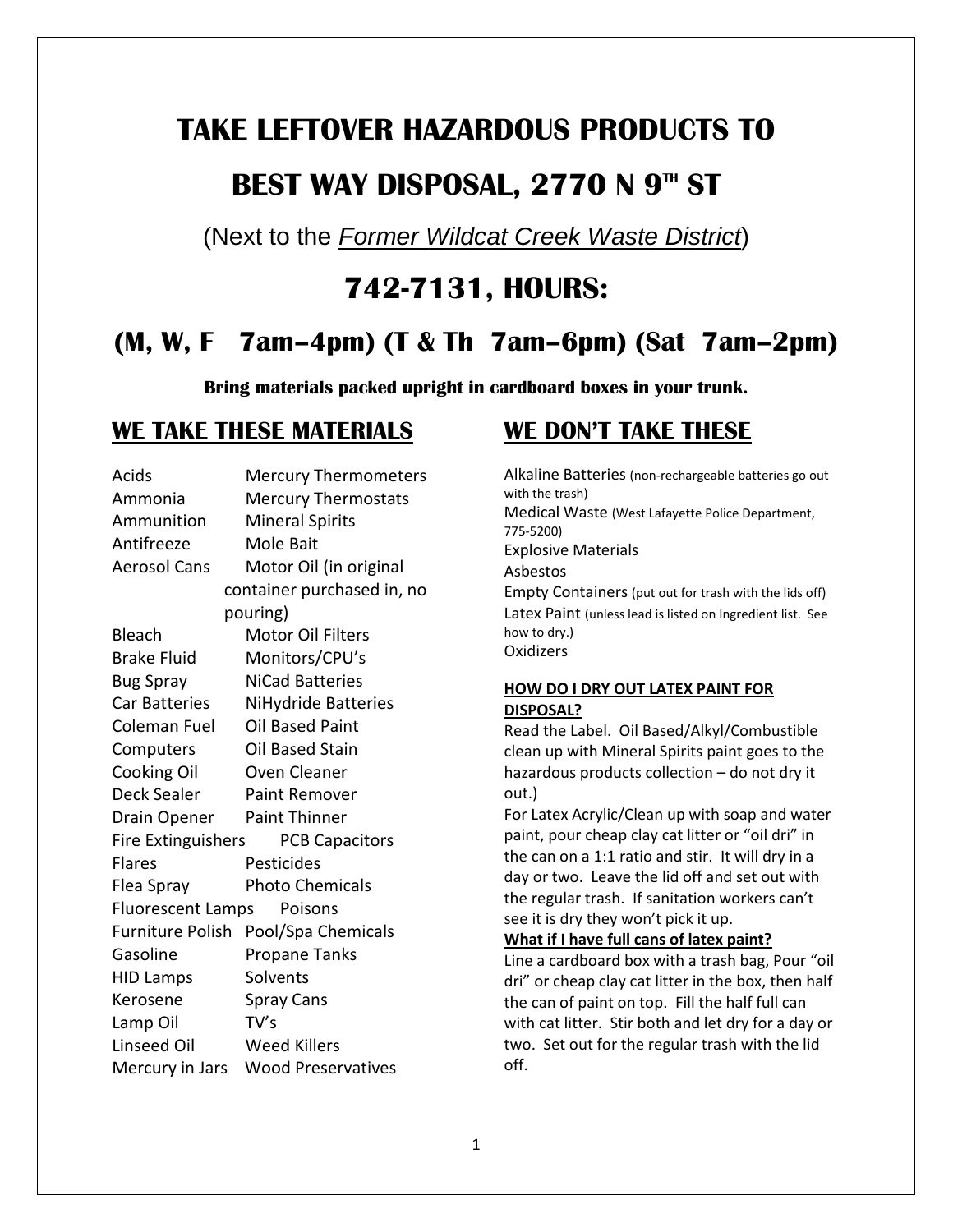# TAKE LEFTOVER HAZARDOUS PRODUCTS TO

# BEST WAY DISPOSAL, 2770 N 9TH ST

(Next to the *Former Wildcat Creek Waste District*)

# 742-7131, HOURS:

## (M, W, F 7am–4pm) (T & Th 7am–6pm) (Sat 7am–2pm)

**Bring materials packed upright in cardboard boxes in your trunk.**

## WE TAKE THESE MATERIALS

- Acids
- Ammonia
- Ammunition
- Antifreeze
- Aerosol Cans
- Bleach
- Brake Fluid
- Bug Spray
- Car Batteries
- Coleman Fuel
- Computers
- Cooking Oil
- Deck Sealer
- Drain Opener
- Fire Extinguishers
- Flares
- Flea Spray
- Fluorescent Lamps
- Furniture Polish
- Gasoline
- HID Lamps
- Kerosene
- Lamp Oil
- Linseed Oil
- Mercury in Jars
- Mercury Thermometers
- Mercury Thermostats
- Mineral Spirits
- Mole Bait
- Motor Oil (in original container purchased in, no pouring)
- Motor Oil Filters
- Monitors/CPU's
- NiCad Batteries
- NiHydride Batteries
- Oil Based Paint
- Oil Based Stain
- Oven Cleaner
- Paint Remover
- Paint Thinner
- PCB Capacitors
- Pesticides
- Photo Chemicals
- Poisons
- Pool/Spa Chemicals
- Propane Tanks
- Solvents
- Spray Cans
- TV's
- Weed Killers
- Wood Preservatives

## WE DON'T TAKE THESE

- Alkaline Batteries (non-rechargeable batteries go out with the trash)
- Medical Waste (West Lafayette Police Department, 775-5200)
- Explosive Materials
- Asbestos
- Empty Containers (put out for trash with the lids off)
- Latex Paint (unless lead is listed on Ingredient list. See how to dry.)
- Oxidizers

**HOW DO I DRY OUT LATEX PAINT FOR DISPOSAL?**

Read the Label. Oil Based/Alkyl/Combustible clean up with Mineral Spirits paint goes to the hazardous products collection – do not dry it out.)

For Latex Acrylic/Clean up with soap and water paint, pour cheap clay cat litter or "oil dri" in the can on a 1:1 ratio and stir. It will dry in a day or two. Leave the lid off and set out with the regular trash. If sanitation workers can't see it is dry they won't pick it up.

**What if I have full cans of latex paint?**

Line a cardboard box with a trash bag, Pour "oil dri" or cheap clay cat litter in the box, then half the can of paint on top. Fill the half full can with cat litter. Stir both and let dry for a day or two. Set out for the regular trash with the lid off.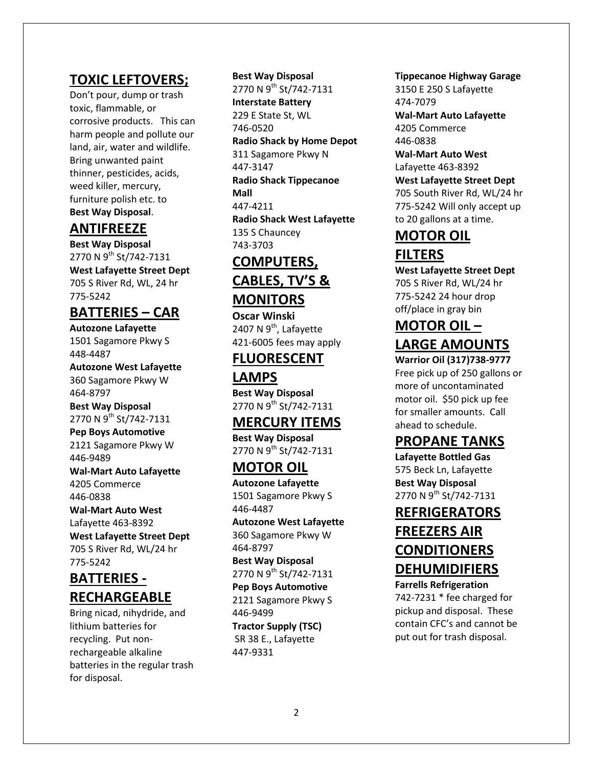## TOXIC LEFTOVERS;

Don't pour, dump or trash toxic, flammable, or corrosive products. This can harm people and pollute our land, air, water and wildlife. Bring unwanted paint thinner, pesticides, acids, weed killer, mercury, furniture polish etc. to **Best Way Disposal**.

## ANTIFREEZE

**Best Way Disposal**
2770 N 9th St/742-7131

**West Lafayette Street Dept**
705 S River Rd, WL, 24 hr
775-5242

## BATTERIES – CAR

**Autozone Lafayette**
1501 Sagamore Pkwy S
448-4487

**Autozone West Lafayette**
360 Sagamore Pkwy W
464-8797

**Best Way Disposal**
2770 N 9th St/742-7131

**Pep Boys Automotive**
2121 Sagamore Pkwy W
446-9489

**Wal-Mart Auto Lafayette**
4205 Commerce
446-0838

**Wal-Mart Auto West**
Lafayette 463-8392

**West Lafayette Street Dept**
705 S River Rd, WL/24 hr
775-5242

## BATTERIES - RECHARGEABLE

Bring nicad, nihydride, and lithium batteries for recycling. Put non-rechargeable alkaline batteries in the regular trash for disposal.

**Best Way Disposal**
2770 N 9th St/742-7131

**Interstate Battery**
229 E State St, WL
746-0520

**Radio Shack by Home Depot**
311 Sagamore Pkwy N
447-3147

**Radio Shack Tippecanoe Mall**
447-4211

**Radio Shack West Lafayette**
135 S Chauncey
743-3703

## COMPUTERS, CABLES, TV'S & MONITORS

**Oscar Winski**
2407 N 9th, Lafayette
421-6005 fees may apply

## FLUORESCENT LAMPS

**Best Way Disposal**
2770 N 9th St/742-7131

## MERCURY ITEMS

**Best Way Disposal**
2770 N 9th St/742-7131

## MOTOR OIL

**Autozone Lafayette**
1501 Sagamore Pkwy S
446-4487

**Autozone West Lafayette**
360 Sagamore Pkwy W
464-8797

**Best Way Disposal**
2770 N 9th St/742-7131

**Pep Boys Automotive**
2121 Sagamore Pkwy S
446-9499

**Tractor Supply (TSC)**
SR 38 E., Lafayette
447-9331

**Tippecanoe Highway Garage**
3150 E 250 S Lafayette
474-7079

**Wal-Mart Auto Lafayette**
4205 Commerce
446-0838

**Wal-Mart Auto West**
Lafayette 463-8392

**West Lafayette Street Dept**
705 South River Rd, WL/24 hr
775-5242 Will only accept up to 20 gallons at a time.

## MOTOR OIL FILTERS

**West Lafayette Street Dept**
705 S River Rd, WL/24 hr
775-5242 24 hour drop off/place in gray bin

## MOTOR OIL – LARGE AMOUNTS

**Warrior Oil (317)738-9777**
Free pick up of 250 gallons or more of uncontaminated motor oil. $50 pick up fee for smaller amounts. Call ahead to schedule.

## PROPANE TANKS

**Lafayette Bottled Gas**
575 Beck Ln, Lafayette

**Best Way Disposal**
2770 N 9th St/742-7131

## REFRIGERATORS FREEZERS AIR CONDITIONERS DEHUMIDIFIERS

**Farrells Refrigeration**
742-7231 * fee charged for pickup and disposal. These contain CFC's and cannot be put out for trash disposal.